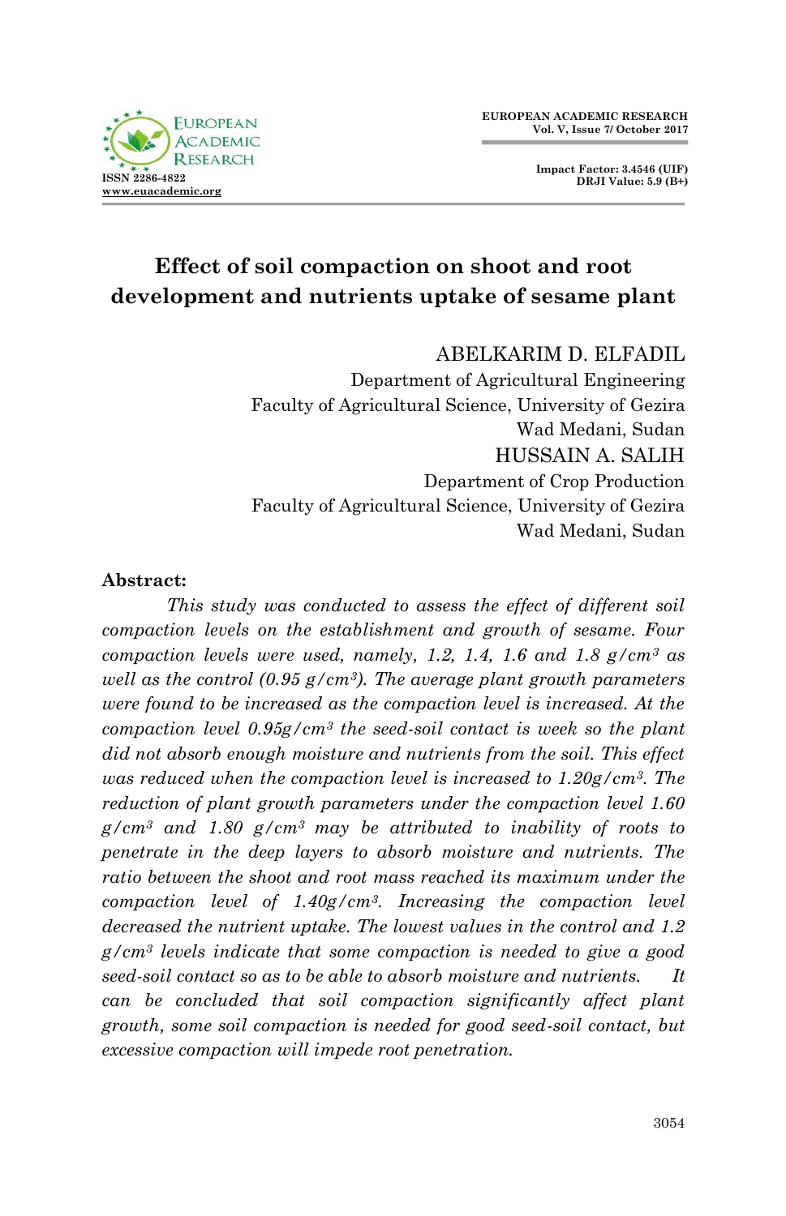# Effect of soil compaction on shoot and root development and nutrients uptake of sesame plant

ABELKARIM D. ELFADIL
Department of Agricultural Engineering
Faculty of Agricultural Science, University of Gezira
Wad Medani, Sudan

HUSSAIN A. SALIH
Department of Crop Production
Faculty of Agricultural Science, University of Gezira
Wad Medani, Sudan

**Abstract:**

*This study was conducted to assess the effect of different soil compaction levels on the establishment and growth of sesame. Four compaction levels were used, namely, 1.2, 1.4, 1.6 and 1.8 g/cm³ as well as the control (0.95 g/cm³). The average plant growth parameters were found to be increased as the compaction level is increased. At the compaction level 0.95g/cm³ the seed-soil contact is week so the plant did not absorb enough moisture and nutrients from the soil. This effect was reduced when the compaction level is increased to 1.20g/cm³. The reduction of plant growth parameters under the compaction level 1.60 g/cm³ and 1.80 g/cm³ may be attributed to inability of roots to penetrate in the deep layers to absorb moisture and nutrients. The ratio between the shoot and root mass reached its maximum under the compaction level of 1.40g/cm³. Increasing the compaction level decreased the nutrient uptake. The lowest values in the control and 1.2 g/cm³ levels indicate that some compaction is needed to give a good seed-soil contact so as to be able to absorb moisture and nutrients. It can be concluded that soil compaction significantly affect plant growth, some soil compaction is needed for good seed-soil contact, but excessive compaction will impede root penetration.*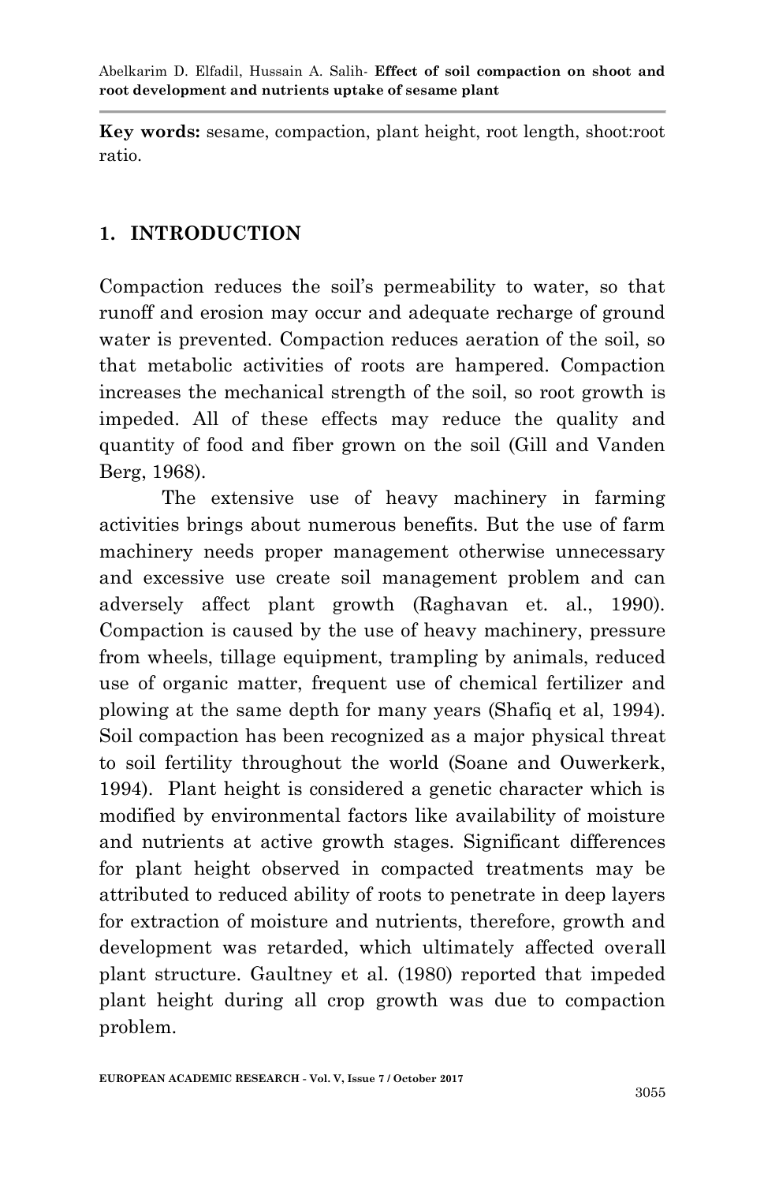**Key words:** sesame, compaction, plant height, root length, shoot:root ratio.

## 1. INTRODUCTION

Compaction reduces the soil's permeability to water, so that runoff and erosion may occur and adequate recharge of ground water is prevented. Compaction reduces aeration of the soil, so that metabolic activities of roots are hampered. Compaction increases the mechanical strength of the soil, so root growth is impeded. All of these effects may reduce the quality and quantity of food and fiber grown on the soil (Gill and Vanden Berg, 1968).

The extensive use of heavy machinery in farming activities brings about numerous benefits. But the use of farm machinery needs proper management otherwise unnecessary and excessive use create soil management problem and can adversely affect plant growth (Raghavan et. al., 1990). Compaction is caused by the use of heavy machinery, pressure from wheels, tillage equipment, trampling by animals, reduced use of organic matter, frequent use of chemical fertilizer and plowing at the same depth for many years (Shafiq et al, 1994). Soil compaction has been recognized as a major physical threat to soil fertility throughout the world (Soane and Ouwerkerk, 1994). Plant height is considered a genetic character which is modified by environmental factors like availability of moisture and nutrients at active growth stages. Significant differences for plant height observed in compacted treatments may be attributed to reduced ability of roots to penetrate in deep layers for extraction of moisture and nutrients, therefore, growth and development was retarded, which ultimately affected overall plant structure. Gaultney et al. (1980) reported that impeded plant height during all crop growth was due to compaction problem.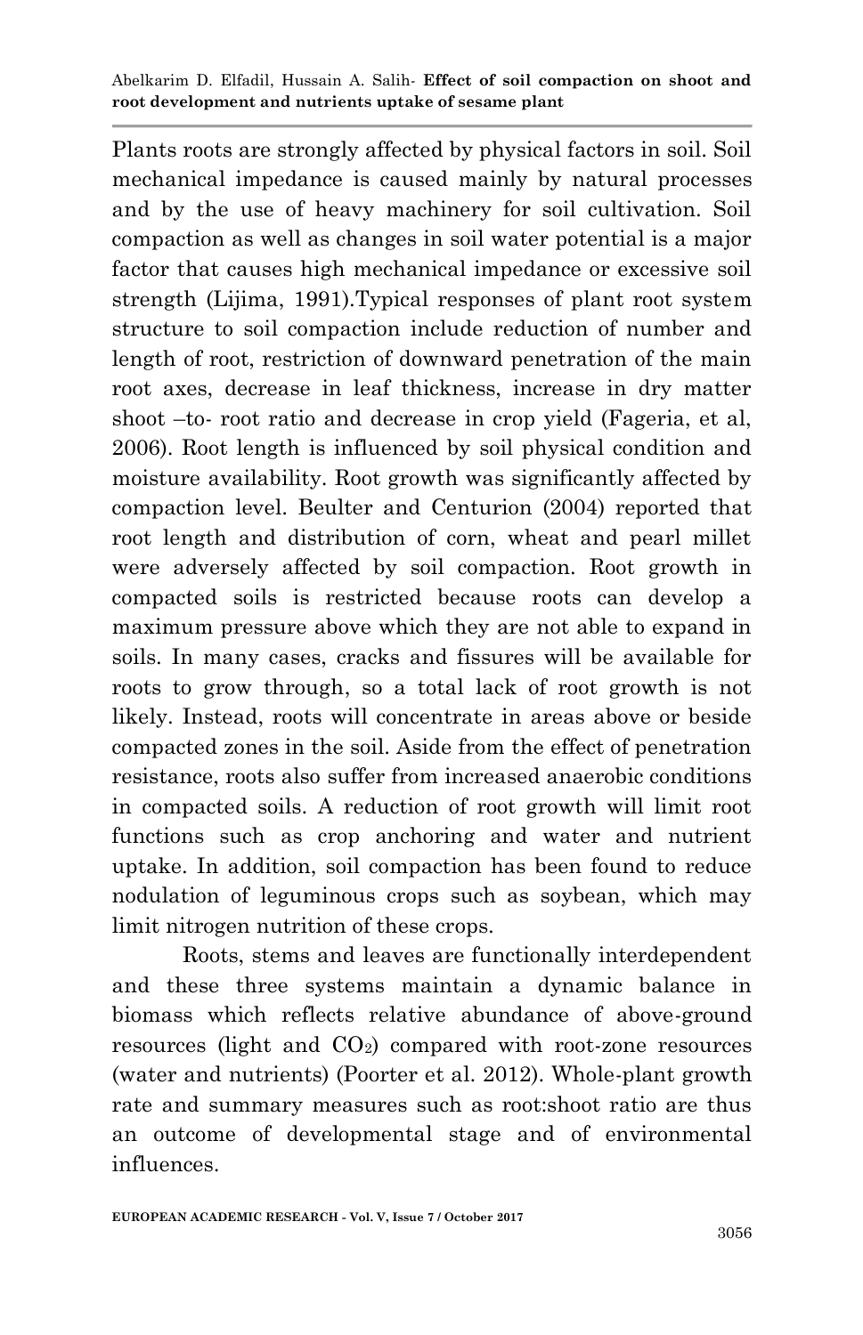Plants roots are strongly affected by physical factors in soil. Soil mechanical impedance is caused mainly by natural processes and by the use of heavy machinery for soil cultivation. Soil compaction as well as changes in soil water potential is a major factor that causes high mechanical impedance or excessive soil strength (Lijima, 1991).Typical responses of plant root system structure to soil compaction include reduction of number and length of root, restriction of downward penetration of the main root axes, decrease in leaf thickness, increase in dry matter shoot –to- root ratio and decrease in crop yield (Fageria, et al, 2006). Root length is influenced by soil physical condition and moisture availability. Root growth was significantly affected by compaction level. Beulter and Centurion (2004) reported that root length and distribution of corn, wheat and pearl millet were adversely affected by soil compaction. Root growth in compacted soils is restricted because roots can develop a maximum pressure above which they are not able to expand in soils. In many cases, cracks and fissures will be available for roots to grow through, so a total lack of root growth is not likely. Instead, roots will concentrate in areas above or beside compacted zones in the soil. Aside from the effect of penetration resistance, roots also suffer from increased anaerobic conditions in compacted soils. A reduction of root growth will limit root functions such as crop anchoring and water and nutrient uptake. In addition, soil compaction has been found to reduce nodulation of leguminous crops such as soybean, which may limit nitrogen nutrition of these crops.

Roots, stems and leaves are functionally interdependent and these three systems maintain a dynamic balance in biomass which reflects relative abundance of above-ground resources (light and $CO_2$) compared with root-zone resources (water and nutrients) (Poorter et al. 2012). Whole-plant growth rate and summary measures such as root:shoot ratio are thus an outcome of developmental stage and of environmental influences.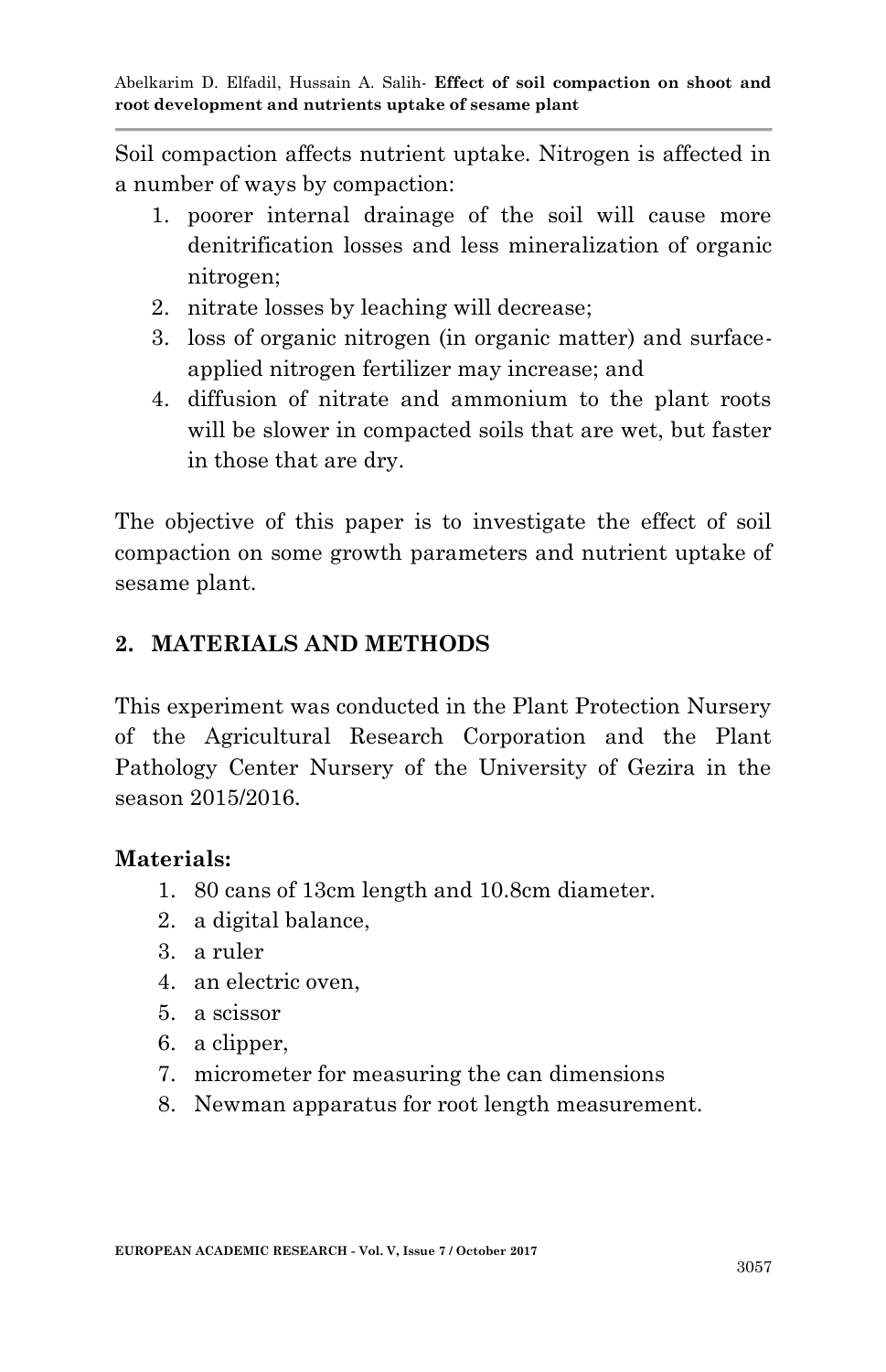Soil compaction affects nutrient uptake. Nitrogen is affected in a number of ways by compaction:

1. poorer internal drainage of the soil will cause more denitrification losses and less mineralization of organic nitrogen;
2. nitrate losses by leaching will decrease;
3. loss of organic nitrogen (in organic matter) and surface-applied nitrogen fertilizer may increase; and
4. diffusion of nitrate and ammonium to the plant roots will be slower in compacted soils that are wet, but faster in those that are dry.

The objective of this paper is to investigate the effect of soil compaction on some growth parameters and nutrient uptake of sesame plant.

## 2. MATERIALS AND METHODS

This experiment was conducted in the Plant Protection Nursery of the Agricultural Research Corporation and the Plant Pathology Center Nursery of the University of Gezira in the season 2015/2016.

### Materials:

1. 80 cans of 13cm length and 10.8cm diameter.
2. a digital balance,
3. a ruler
4. an electric oven,
5. a scissor
6. a clipper,
7. micrometer for measuring the can dimensions
8. Newman apparatus for root length measurement.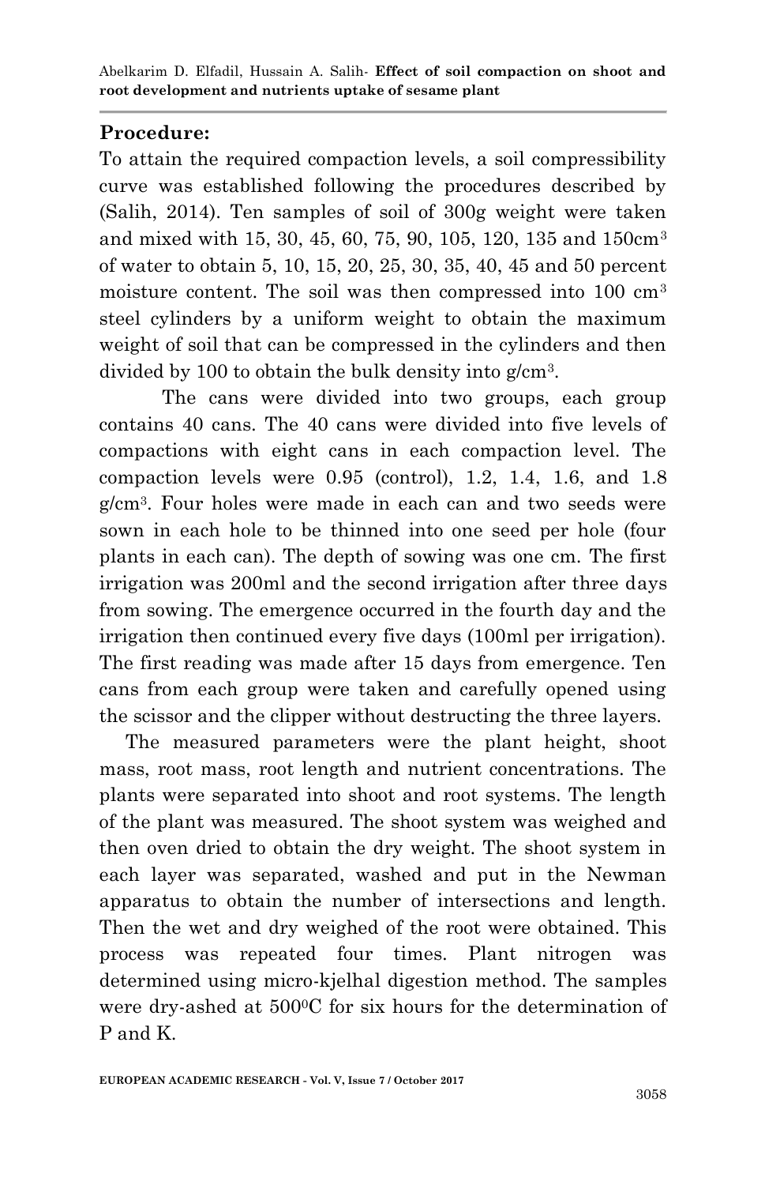**Procedure:**

To attain the required compaction levels, a soil compressibility curve was established following the procedures described by (Salih, 2014). Ten samples of soil of 300g weight were taken and mixed with 15, 30, 45, 60, 75, 90, 105, 120, 135 and 150cm$^3$ of water to obtain 5, 10, 15, 20, 25, 30, 35, 40, 45 and 50 percent moisture content. The soil was then compressed into 100 cm$^3$ steel cylinders by a uniform weight to obtain the maximum weight of soil that can be compressed in the cylinders and then divided by 100 to obtain the bulk density into g/cm$^3$.

The cans were divided into two groups, each group contains 40 cans. The 40 cans were divided into five levels of compactions with eight cans in each compaction level. The compaction levels were 0.95 (control), 1.2, 1.4, 1.6, and 1.8 g/cm$^3$. Four holes were made in each can and two seeds were sown in each hole to be thinned into one seed per hole (four plants in each can). The depth of sowing was one cm. The first irrigation was 200ml and the second irrigation after three days from sowing. The emergence occurred in the fourth day and the irrigation then continued every five days (100ml per irrigation). The first reading was made after 15 days from emergence. Ten cans from each group were taken and carefully opened using the scissor and the clipper without destructing the three layers.

The measured parameters were the plant height, shoot mass, root mass, root length and nutrient concentrations. The plants were separated into shoot and root systems. The length of the plant was measured. The shoot system was weighed and then oven dried to obtain the dry weight. The shoot system in each layer was separated, washed and put in the Newman apparatus to obtain the number of intersections and length. Then the wet and dry weighed of the root were obtained. This process was repeated four times. Plant nitrogen was determined using micro-kjelhal digestion method. The samples were dry-ashed at 500$^0$C for six hours for the determination of P and K.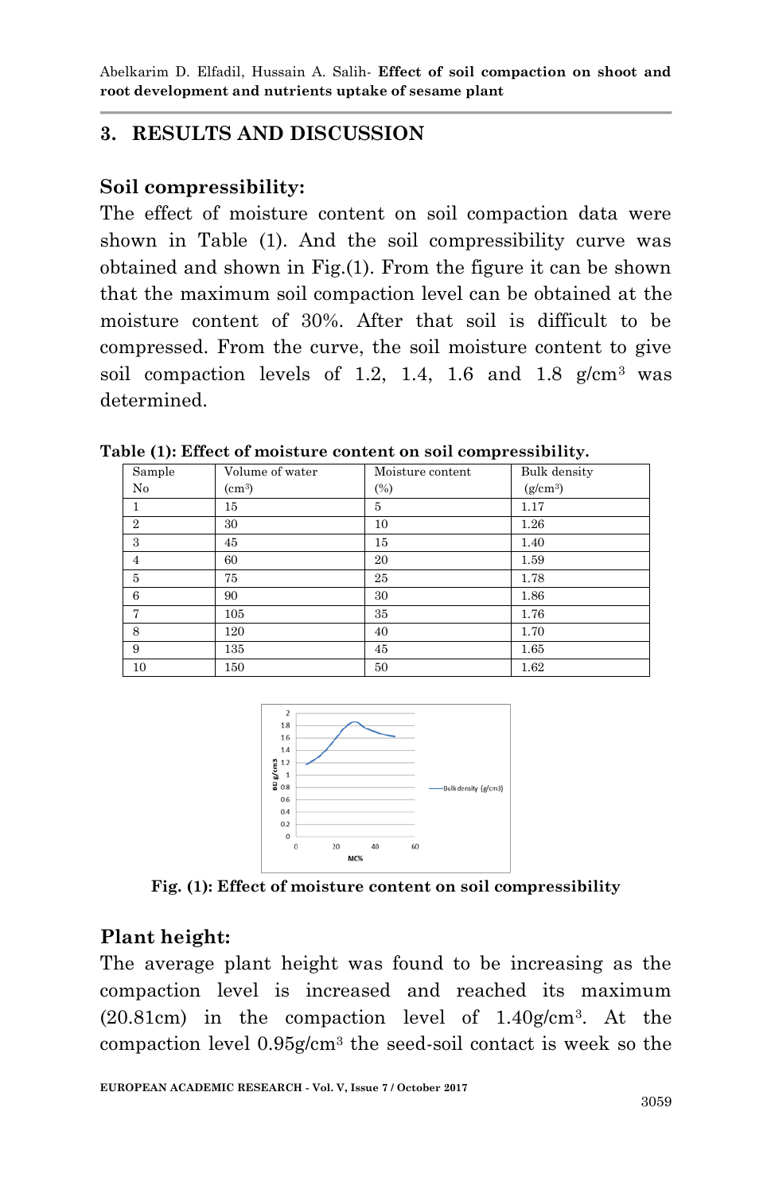## 3. RESULTS AND DISCUSSION

### Soil compressibility:

The effect of moisture content on soil compaction data were shown in Table (1). And the soil compressibility curve was obtained and shown in Fig.(1). From the figure it can be shown that the maximum soil compaction level can be obtained at the moisture content of 30%. After that soil is difficult to be compressed. From the curve, the soil moisture content to give soil compaction levels of 1.2, 1.4, 1.6 and 1.8 g/cm$^3$ was determined.

**Table (1): Effect of moisture content on soil compressibility.**

| Sample No | Volume of water (cm$^3$) | Moisture content (%) | Bulk density (g/cm$^3$) |
|---|---|---|---|
| 1 | 15 | 5 | 1.17 |
| 2 | 30 | 10 | 1.26 |
| 3 | 45 | 15 | 1.40 |
| 4 | 60 | 20 | 1.59 |
| 5 | 75 | 25 | 1.78 |
| 6 | 90 | 30 | 1.86 |
| 7 | 105 | 35 | 1.76 |
| 8 | 120 | 40 | 1.70 |
| 9 | 135 | 45 | 1.65 |
| 10 | 150 | 50 | 1.62 |

**Fig. (1): Effect of moisture content on soil compressibility**

### Plant height:

The average plant height was found to be increasing as the compaction level is increased and reached its maximum (20.81cm) in the compaction level of 1.40g/cm$^3$. At the compaction level 0.95g/cm$^3$ the seed-soil contact is week so the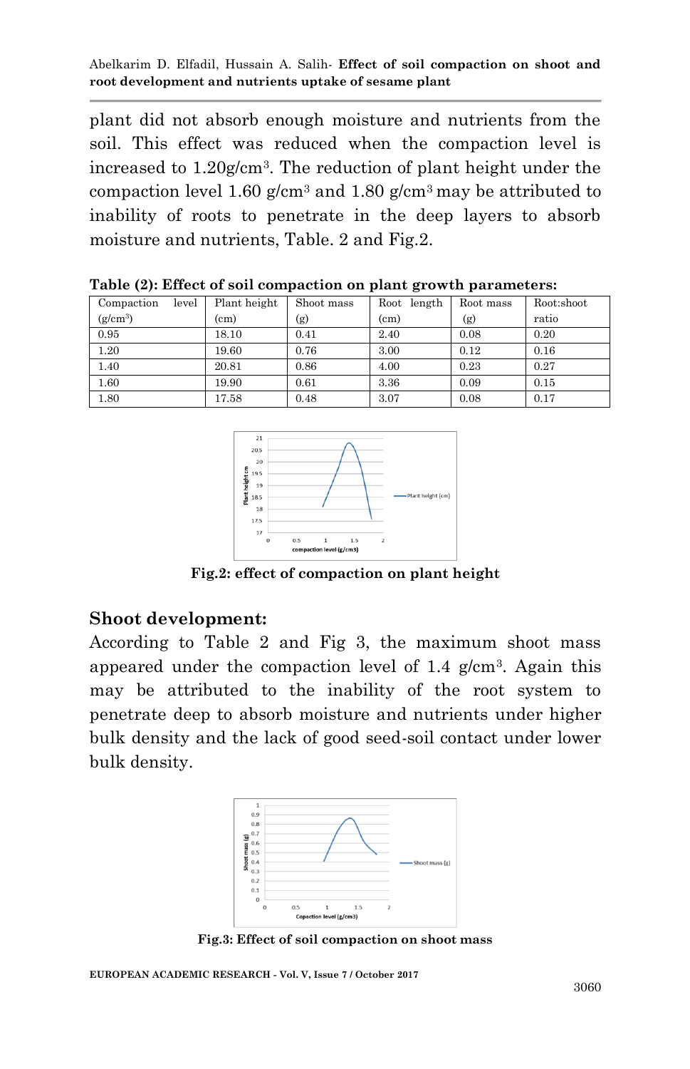plant did not absorb enough moisture and nutrients from the soil. This effect was reduced when the compaction level is increased to 1.20g/cm$^3$. The reduction of plant height under the compaction level 1.60 g/cm$^3$ and 1.80 g/cm$^3$ may be attributed to inability of roots to penetrate in the deep layers to absorb moisture and nutrients, Table. 2 and Fig.2.

**Table (2): Effect of soil compaction on plant growth parameters:**

| Compaction level (g/cm$^3$) | Plant height (cm) | Shoot mass (g) | Root length (cm) | Root mass (g) | Root:shoot ratio |
|---|---|---|---|---|---|
| 0.95 | 18.10 | 0.41 | 2.40 | 0.08 | 0.20 |
| 1.20 | 19.60 | 0.76 | 3.00 | 0.12 | 0.16 |
| 1.40 | 20.81 | 0.86 | 4.00 | 0.23 | 0.27 |
| 1.60 | 19.90 | 0.61 | 3.36 | 0.09 | 0.15 |
| 1.80 | 17.58 | 0.48 | 3.07 | 0.08 | 0.17 |

**Fig.2: effect of compaction on plant height**

## Shoot development:

According to Table 2 and Fig 3, the maximum shoot mass appeared under the compaction level of 1.4 g/cm$^3$. Again this may be attributed to the inability of the root system to penetrate deep to absorb moisture and nutrients under higher bulk density and the lack of good seed-soil contact under lower bulk density.

**Fig.3: Effect of soil compaction on shoot mass**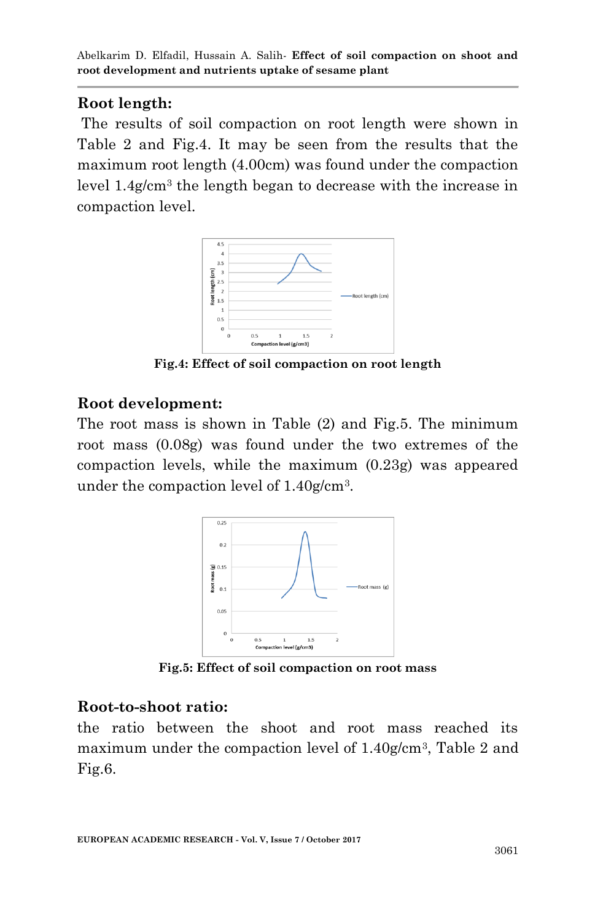## Root length:

The results of soil compaction on root length were shown in Table 2 and Fig.4. It may be seen from the results that the maximum root length (4.00cm) was found under the compaction level 1.4g/cm$^3$ the length began to decrease with the increase in compaction level.

**Fig.4: Effect of soil compaction on root length**

## Root development:

The root mass is shown in Table (2) and Fig.5. The minimum root mass (0.08g) was found under the two extremes of the compaction levels, while the maximum (0.23g) was appeared under the compaction level of 1.40g/cm$^3$.

**Fig.5: Effect of soil compaction on root mass**

## Root-to-shoot ratio:

the ratio between the shoot and root mass reached its maximum under the compaction level of 1.40g/cm$^3$, Table 2 and Fig.6.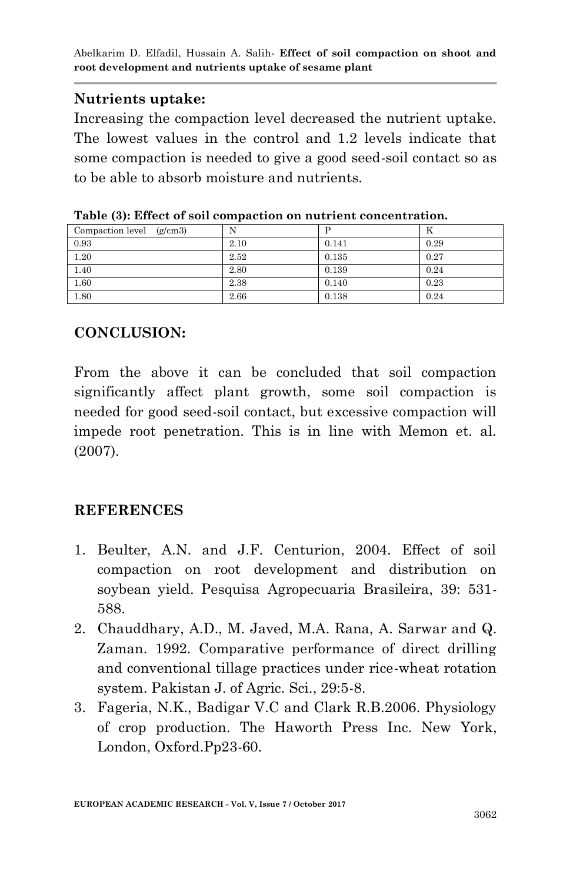### Nutrients uptake:

Increasing the compaction level decreased the nutrient uptake. The lowest values in the control and 1.2 levels indicate that some compaction is needed to give a good seed-soil contact so as to be able to absorb moisture and nutrients.

**Table (3): Effect of soil compaction on nutrient concentration.**

| Compaction level (g/cm3) | N | P | K |
|---|---|---|---|
| 0.93 | 2.10 | 0.141 | 0.29 |
| 1.20 | 2.52 | 0.135 | 0.27 |
| 1.40 | 2.80 | 0.139 | 0.24 |
| 1.60 | 2.38 | 0.140 | 0.23 |
| 1.80 | 2.66 | 0.138 | 0.24 |

## CONCLUSION:

From the above it can be concluded that soil compaction significantly affect plant growth, some soil compaction is needed for good seed-soil contact, but excessive compaction will impede root penetration. This is in line with Memon et. al. (2007).

## REFERENCES

1. Beulter, A.N. and J.F. Centurion, 2004. Effect of soil compaction on root development and distribution on soybean yield. Pesquisa Agropecuaria Brasileira, 39: 531-588.
2. Chauddhary, A.D., M. Javed, M.A. Rana, A. Sarwar and Q. Zaman. 1992. Comparative performance of direct drilling and conventional tillage practices under rice-wheat rotation system. Pakistan J. of Agric. Sci., 29:5-8.
3. Fageria, N.K., Badigar V.C and Clark R.B.2006. Physiology of crop production. The Haworth Press Inc. New York, London, Oxford.Pp23-60.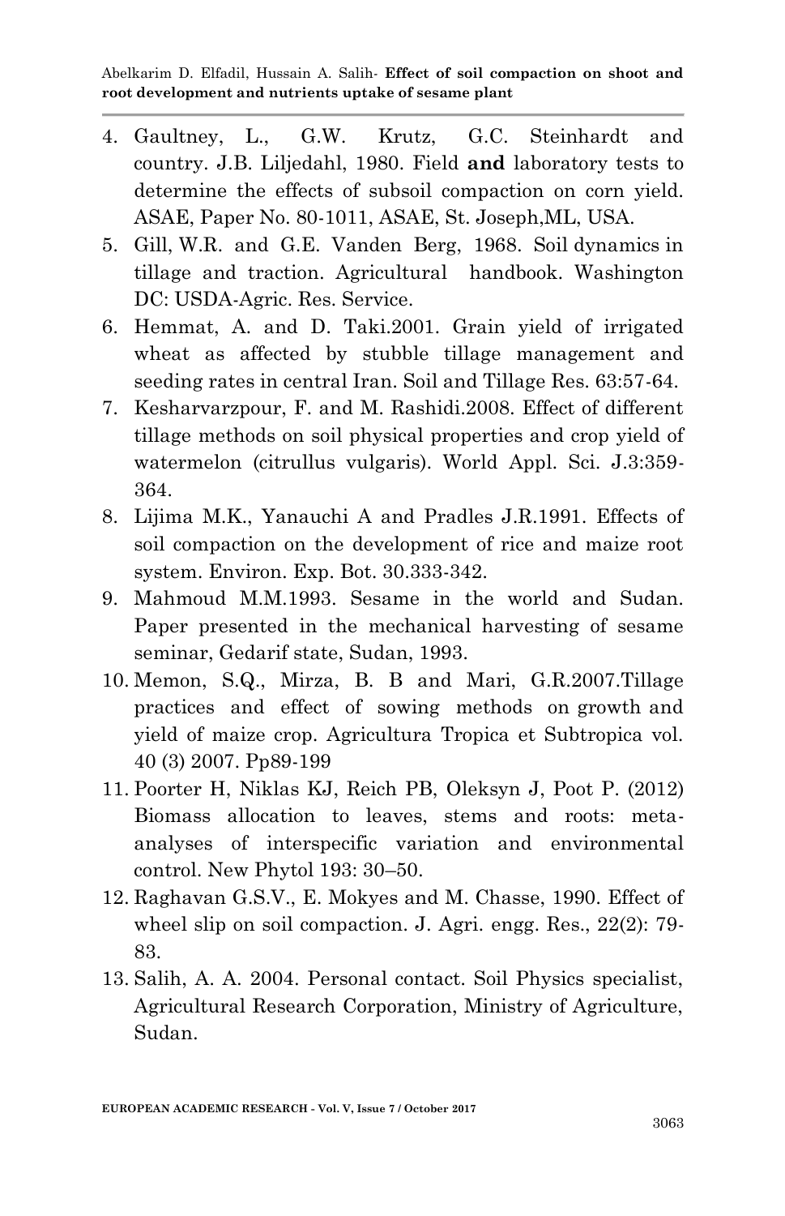4. Gaultney, L., G.W. Krutz, G.C. Steinhardt and country. J.B. Liljedahl, 1980. Field **and** laboratory tests to determine the effects of subsoil compaction on corn yield. ASAE, Paper No. 80-1011, ASAE, St. Joseph,ML, USA.
5. Gill, W.R. and G.E. Vanden Berg, 1968. Soil dynamics in tillage and traction. Agricultural handbook. Washington DC: USDA-Agric. Res. Service.
6. Hemmat, A. and D. Taki.2001. Grain yield of irrigated wheat as affected by stubble tillage management and seeding rates in central Iran. Soil and Tillage Res. 63:57-64.
7. Kesharvarzpour, F. and M. Rashidi.2008. Effect of different tillage methods on soil physical properties and crop yield of watermelon (citrullus vulgaris). World Appl. Sci. J.3:359-364.
8. Lijima M.K., Yanauchi A and Pradles J.R.1991. Effects of soil compaction on the development of rice and maize root system. Environ. Exp. Bot. 30.333-342.
9. Mahmoud M.M.1993. Sesame in the world and Sudan. Paper presented in the mechanical harvesting of sesame seminar, Gedarif state, Sudan, 1993.
10. Memon, S.Q., Mirza, B. B and Mari, G.R.2007.Tillage practices and effect of sowing methods on growth and yield of maize crop. Agricultura Tropica et Subtropica vol. 40 (3) 2007. Pp89-199
11. Poorter H, Niklas KJ, Reich PB, Oleksyn J, Poot P. (2012) Biomass allocation to leaves, stems and roots: meta-analyses of interspecific variation and environmental control. New Phytol 193: 30–50.
12. Raghavan G.S.V., E. Mokyes and M. Chasse, 1990. Effect of wheel slip on soil compaction. J. Agri. engg. Res., 22(2): 79-83.
13. Salih, A. A. 2004. Personal contact. Soil Physics specialist, Agricultural Research Corporation, Ministry of Agriculture, Sudan.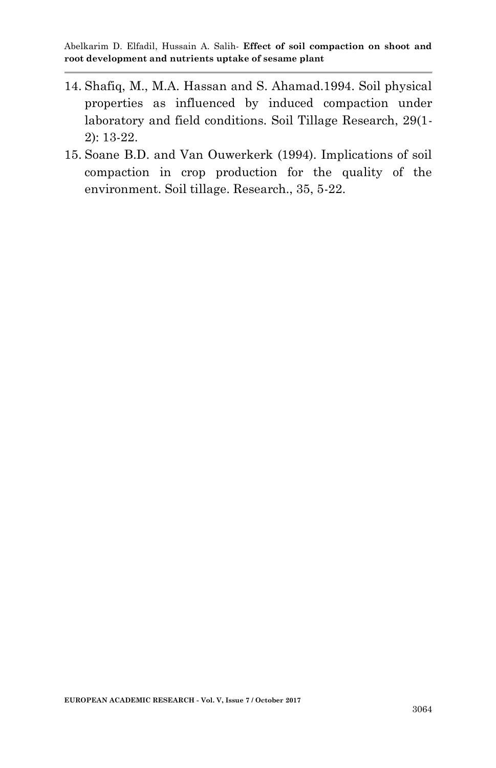14. Shafiq, M., M.A. Hassan and S. Ahamad.1994. Soil physical properties as influenced by induced compaction under laboratory and field conditions. Soil Tillage Research, 29(1-2): 13-22.
15. Soane B.D. and Van Ouwerkerk (1994). Implications of soil compaction in crop production for the quality of the environment. Soil tillage. Research., 35, 5-22.